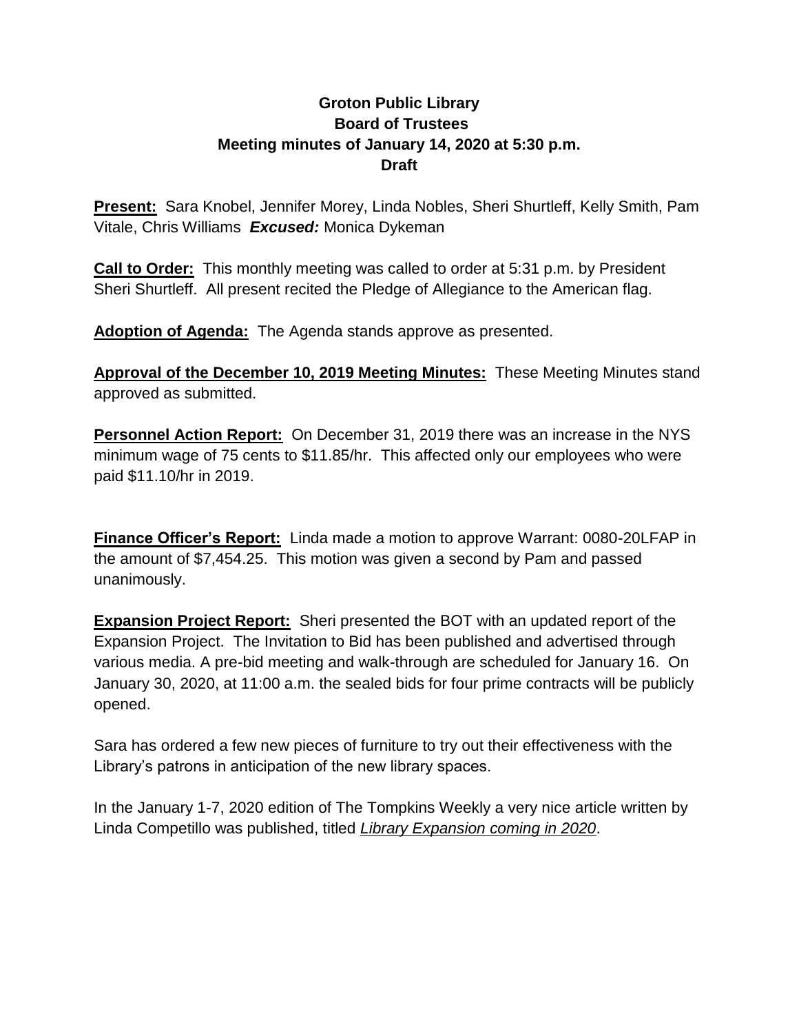# Groton Public Library
## Board of Trustees
### Meeting minutes of January 14, 2020 at 5:30 p.m.
### Draft

**Present:** Sara Knobel, Jennifer Morey, Linda Nobles, Sheri Shurtleff, Kelly Smith, Pam Vitale, Chris Williams ***Excused:*** Monica Dykeman

**Call to Order:** This monthly meeting was called to order at 5:31 p.m. by President Sheri Shurtleff. All present recited the Pledge of Allegiance to the American flag.

**Adoption of Agenda:** The Agenda stands approve as presented.

**Approval of the December 10, 2019 Meeting Minutes:** These Meeting Minutes stand approved as submitted.

**Personnel Action Report:** On December 31, 2019 there was an increase in the NYS minimum wage of 75 cents to $11.85/hr. This affected only our employees who were paid $11.10/hr in 2019.

**Finance Officer's Report:** Linda made a motion to approve Warrant: 0080-20LFAP in the amount of $7,454.25. This motion was given a second by Pam and passed unanimously.

**Expansion Project Report:** Sheri presented the BOT with an updated report of the Expansion Project. The Invitation to Bid has been published and advertised through various media. A pre-bid meeting and walk-through are scheduled for January 16. On January 30, 2020, at 11:00 a.m. the sealed bids for four prime contracts will be publicly opened.

Sara has ordered a few new pieces of furniture to try out their effectiveness with the Library's patrons in anticipation of the new library spaces.

In the January 1-7, 2020 edition of The Tompkins Weekly a very nice article written by Linda Competillo was published, titled *Library Expansion coming in 2020*.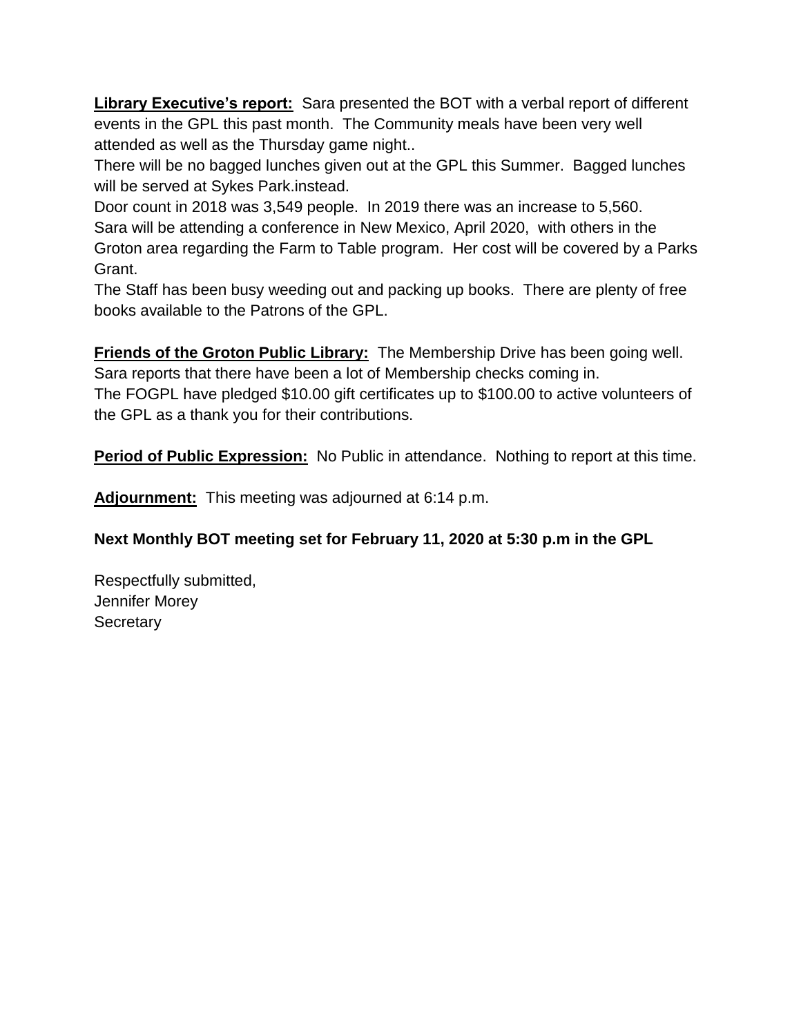**Library Executive's report:** Sara presented the BOT with a verbal report of different events in the GPL this past month. The Community meals have been very well attended as well as the Thursday game night..

There will be no bagged lunches given out at the GPL this Summer. Bagged lunches will be served at Sykes Park.instead.

Door count in 2018 was 3,549 people. In 2019 there was an increase to 5,560.

Sara will be attending a conference in New Mexico, April 2020, with others in the Groton area regarding the Farm to Table program. Her cost will be covered by a Parks Grant.

The Staff has been busy weeding out and packing up books. There are plenty of free books available to the Patrons of the GPL.

**Friends of the Groton Public Library:** The Membership Drive has been going well. Sara reports that there have been a lot of Membership checks coming in.

The FOGPL have pledged $10.00 gift certificates up to $100.00 to active volunteers of the GPL as a thank you for their contributions.

**Period of Public Expression:** No Public in attendance. Nothing to report at this time.

**Adjournment:** This meeting was adjourned at 6:14 p.m.

**Next Monthly BOT meeting set for February 11, 2020 at 5:30 p.m in the GPL**

Respectfully submitted,
Jennifer Morey
Secretary